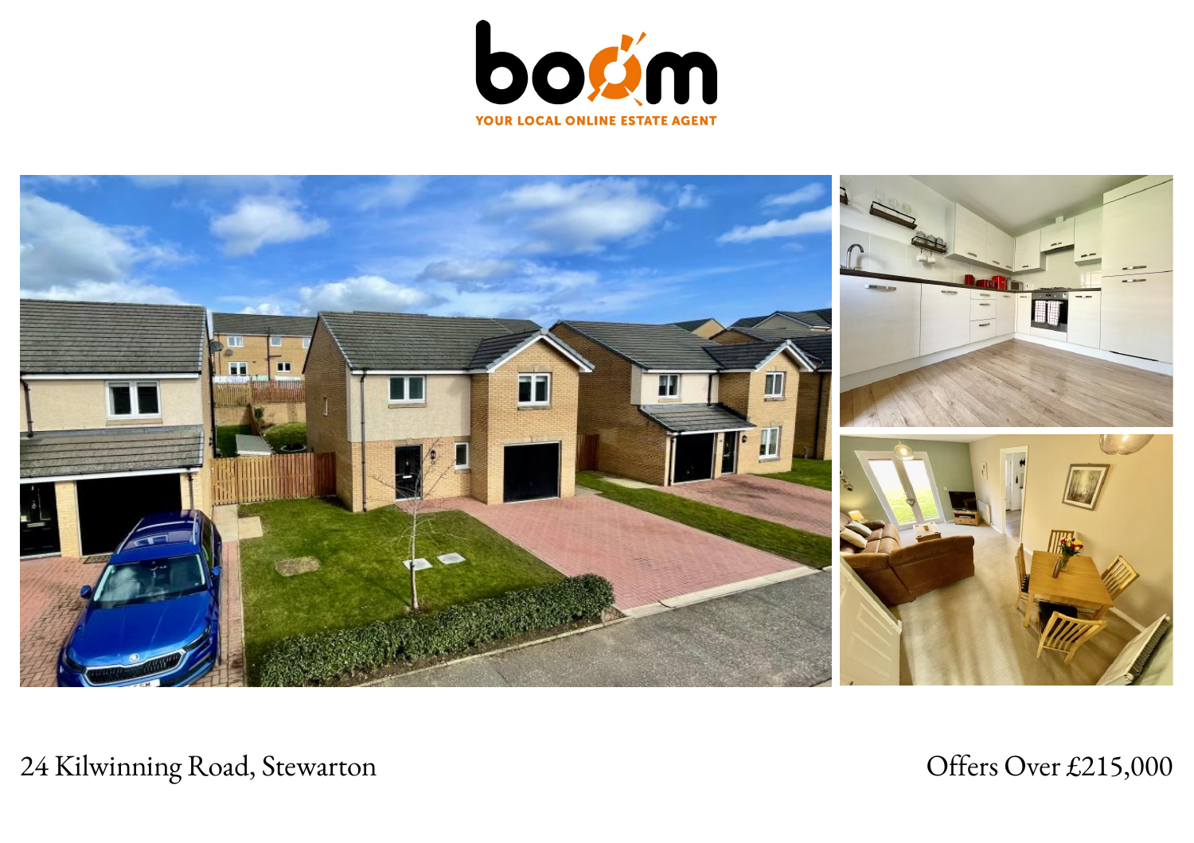boom

YOUR LOCAL ONLINE ESTATE AGENT

24 Kilwinning Road, Stewarton

Offers Over £215,000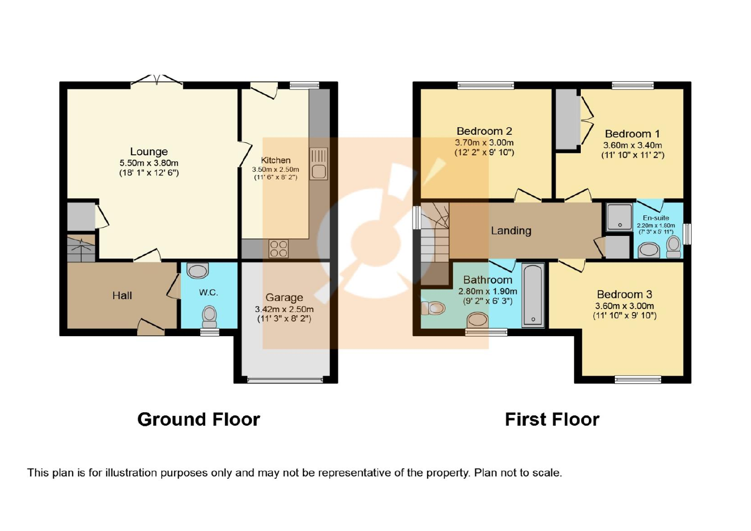## Ground Floor

**Lounge**
5.50m x 3.80m
(18' 1" x 12' 6")

**Kitchen**
3.50m x 2.50m
(11' 6" x 8' 2")

**Hall**

**W.C.**

**Garage**
3.42m x 2.50m
(11' 3" x 8' 2")

## First Floor

**Bedroom 2**
3.70m x 3.00m
(12' 2" x 9' 10")

**Bedroom 1**
3.60m x 3.40m
(11' 10" x 11' 2")

**Landing**

**En-suite**
2.20m x 1.80m
(7' 3" x 5' 11")

**Bathroom**
2.80m x 1.90m
(9' 2" x 6' 3")

**Bedroom 3**
3.60m x 3.00m
(11' 10" x 9' 10")

This plan is for illustration purposes only and may not be representative of the property. Plan not to scale.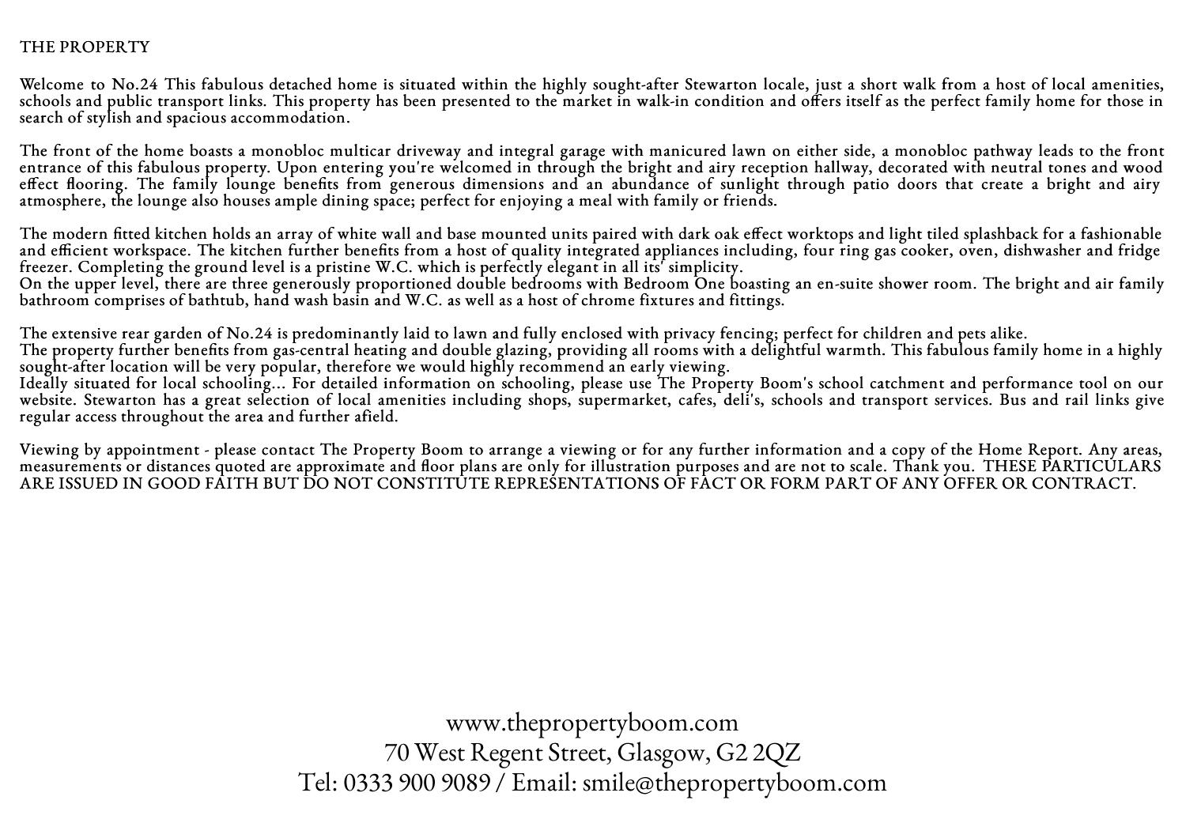THE PROPERTY

Welcome to No.24 This fabulous detached home is situated within the highly sought-after Stewarton locale, just a short walk from a host of local amenities, schools and public transport links. This property has been presented to the market in walk-in condition and offers itself as the perfect family home for those in search of stylish and spacious accommodation.

The front of the home boasts a monobloc multicar driveway and integral garage with manicured lawn on either side, a monobloc pathway leads to the front entrance of this fabulous property. Upon entering you're welcomed in through the bright and airy reception hallway, decorated with neutral tones and wood effect flooring. The family lounge benefits from generous dimensions and an abundance of sunlight through patio doors that create a bright and airy atmosphere, the lounge also houses ample dining space; perfect for enjoying a meal with family or friends.

The modern fitted kitchen holds an array of white wall and base mounted units paired with dark oak effect worktops and light tiled splashback for a fashionable and efficient workspace. The kitchen further benefits from a host of quality integrated appliances including, four ring gas cooker, oven, dishwasher and fridge freezer. Completing the ground level is a pristine W.C. which is perfectly elegant in all its' simplicity.
On the upper level, there are three generously proportioned double bedrooms with Bedroom One boasting an en-suite shower room. The bright and air family bathroom comprises of bathtub, hand wash basin and W.C. as well as a host of chrome fixtures and fittings.

The extensive rear garden of No.24 is predominantly laid to lawn and fully enclosed with privacy fencing; perfect for children and pets alike.
The property further benefits from gas-central heating and double glazing, providing all rooms with a delightful warmth. This fabulous family home in a highly sought-after location will be very popular, therefore we would highly recommend an early viewing.
Ideally situated for local schooling... For detailed information on schooling, please use The Property Boom's school catchment and performance tool on our website. Stewarton has a great selection of local amenities including shops, supermarket, cafes, deli's, schools and transport services. Bus and rail links give regular access throughout the area and further afield.

Viewing by appointment - please contact The Property Boom to arrange a viewing or for any further information and a copy of the Home Report. Any areas, measurements or distances quoted are approximate and floor plans are only for illustration purposes and are not to scale. Thank you. THESE PARTICULARS ARE ISSUED IN GOOD FAITH BUT DO NOT CONSTITUTE REPRESENTATIONS OF FACT OR FORM PART OF ANY OFFER OR CONTRACT.

www.thepropertyboom.com
70 West Regent Street, Glasgow, G2 2QZ
Tel: 0333 900 9089 / Email: smile@thepropertyboom.com